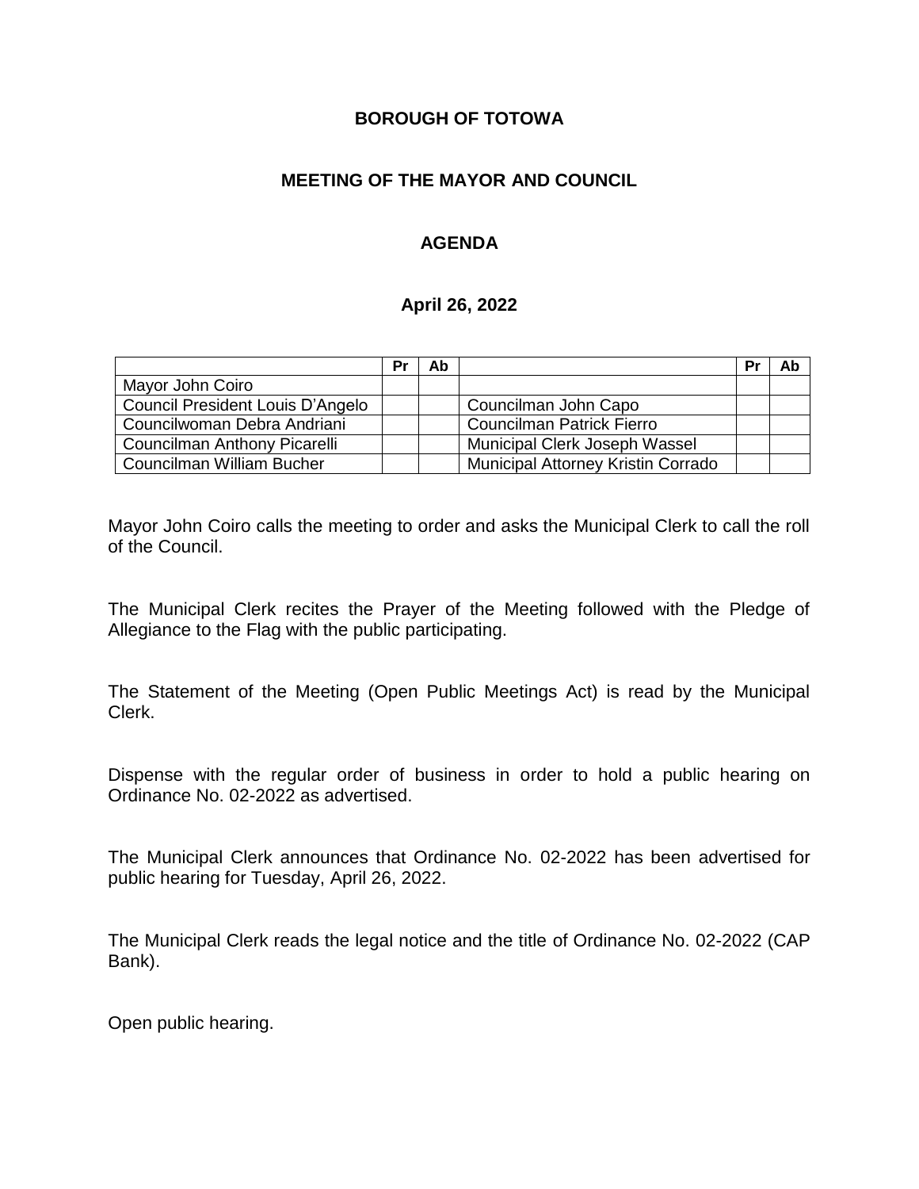# BOROUGH OF TOTOWA

## MEETING OF THE MAYOR AND COUNCIL

## AGENDA

## April 26, 2022

| | Pr | Ab | | Pr | Ab |
|---|---|---|---|---|---|
| Mayor John Coiro | | | | | |
| Council President Louis D'Angelo | | | Councilman John Capo | | |
| Councilwoman Debra Andriani | | | Councilman Patrick Fierro | | |
| Councilman Anthony Picarelli | | | Municipal Clerk Joseph Wassel | | |
| Councilman William Bucher | | | Municipal Attorney Kristin Corrado | | |

Mayor John Coiro calls the meeting to order and asks the Municipal Clerk to call the roll of the Council.

The Municipal Clerk recites the Prayer of the Meeting followed with the Pledge of Allegiance to the Flag with the public participating.

The Statement of the Meeting (Open Public Meetings Act) is read by the Municipal Clerk.

Dispense with the regular order of business in order to hold a public hearing on Ordinance No. 02-2022 as advertised.

The Municipal Clerk announces that Ordinance No. 02-2022 has been advertised for public hearing for Tuesday, April 26, 2022.

The Municipal Clerk reads the legal notice and the title of Ordinance No. 02-2022 (CAP Bank).

Open public hearing.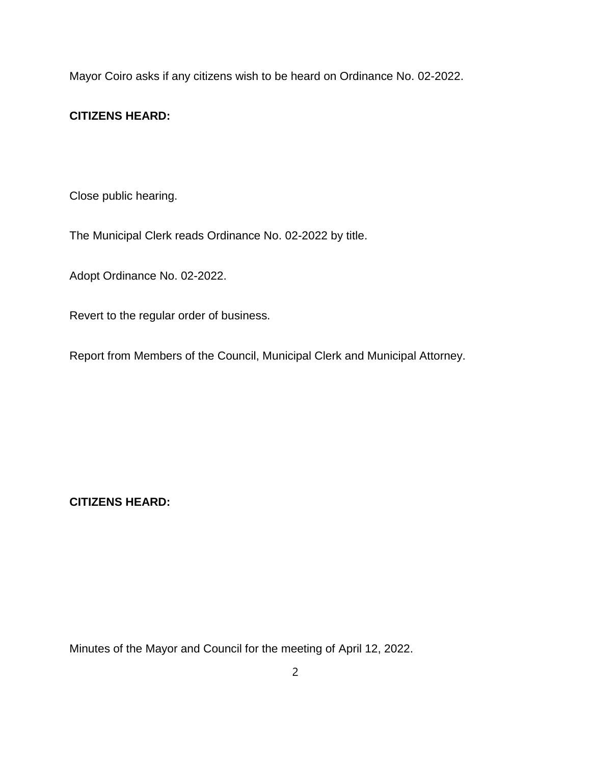Mayor Coiro asks if any citizens wish to be heard on Ordinance No. 02-2022.

**CITIZENS HEARD:**

Close public hearing.

The Municipal Clerk reads Ordinance No. 02-2022 by title.

Adopt Ordinance No. 02-2022.

Revert to the regular order of business.

Report from Members of the Council, Municipal Clerk and Municipal Attorney.

**CITIZENS HEARD:**

Minutes of the Mayor and Council for the meeting of April 12, 2022.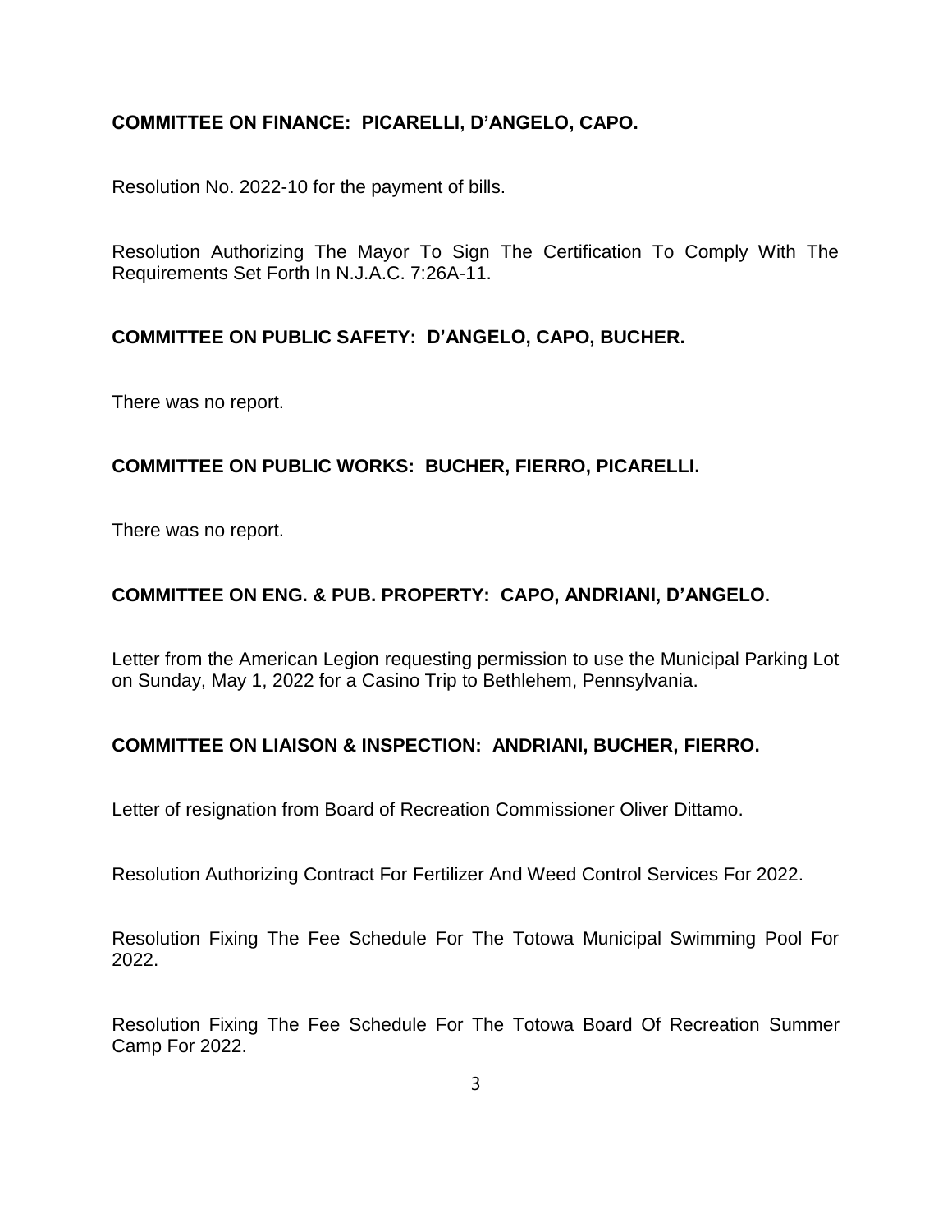**COMMITTEE ON FINANCE: PICARELLI, D'ANGELO, CAPO.**

Resolution No. 2022-10 for the payment of bills.

Resolution Authorizing The Mayor To Sign The Certification To Comply With The Requirements Set Forth In N.J.A.C. 7:26A-11.

**COMMITTEE ON PUBLIC SAFETY: D'ANGELO, CAPO, BUCHER.**

There was no report.

**COMMITTEE ON PUBLIC WORKS: BUCHER, FIERRO, PICARELLI.**

There was no report.

**COMMITTEE ON ENG. & PUB. PROPERTY: CAPO, ANDRIANI, D'ANGELO.**

Letter from the American Legion requesting permission to use the Municipal Parking Lot on Sunday, May 1, 2022 for a Casino Trip to Bethlehem, Pennsylvania.

**COMMITTEE ON LIAISON & INSPECTION: ANDRIANI, BUCHER, FIERRO.**

Letter of resignation from Board of Recreation Commissioner Oliver Dittamo.

Resolution Authorizing Contract For Fertilizer And Weed Control Services For 2022.

Resolution Fixing The Fee Schedule For The Totowa Municipal Swimming Pool For 2022.

Resolution Fixing The Fee Schedule For The Totowa Board Of Recreation Summer Camp For 2022.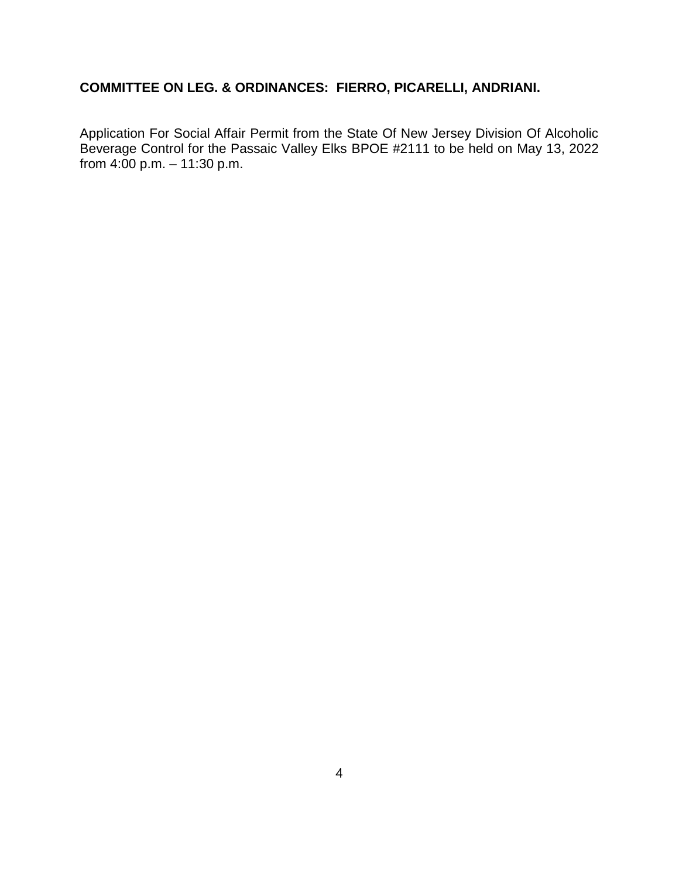**COMMITTEE ON LEG. & ORDINANCES: FIERRO, PICARELLI, ANDRIANI.**

Application For Social Affair Permit from the State Of New Jersey Division Of Alcoholic Beverage Control for the Passaic Valley Elks BPOE #2111 to be held on May 13, 2022 from 4:00 p.m. – 11:30 p.m.